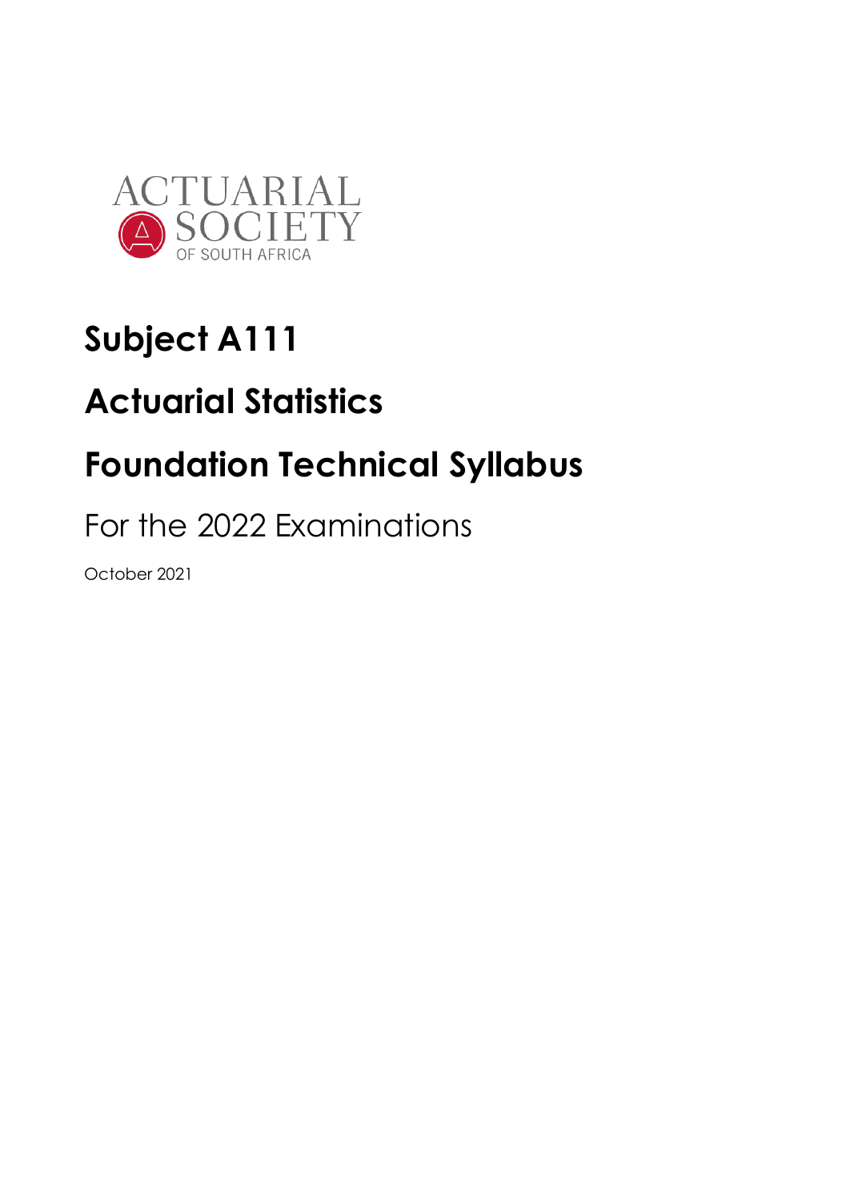ACTUARIAL SOCIETY OF SOUTH AFRICA

# Subject A111

# Actuarial Statistics

# Foundation Technical Syllabus

## For the 2022 Examinations

October 2021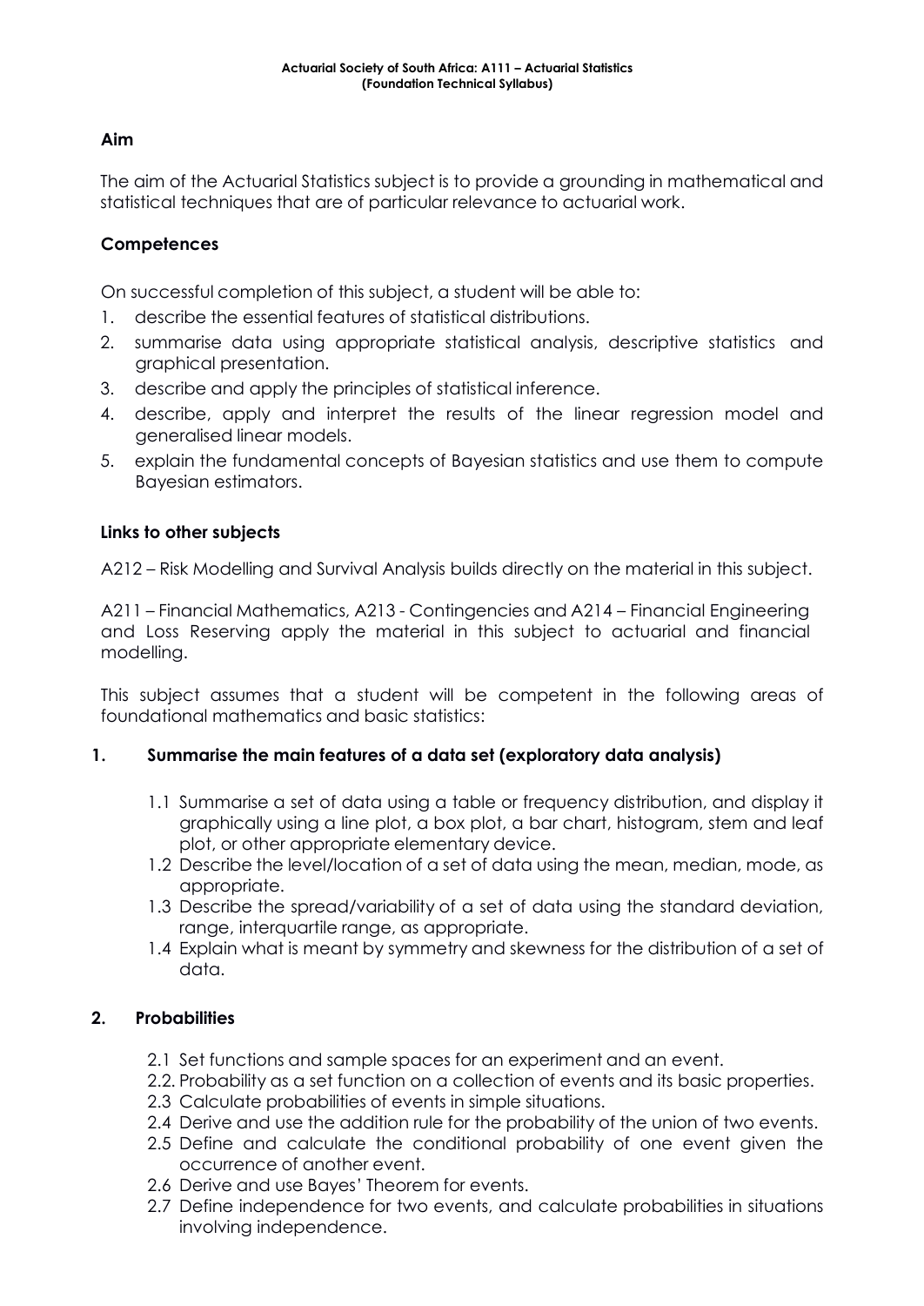**Actuarial Society of South Africa: A111 – Actuarial Statistics (Foundation Technical Syllabus)**

## Aim

The aim of the Actuarial Statistics subject is to provide a grounding in mathematical and statistical techniques that are of particular relevance to actuarial work.

## Competences

On successful completion of this subject, a student will be able to:

1. describe the essential features of statistical distributions.
2. summarise data using appropriate statistical analysis, descriptive statistics and graphical presentation.
3. describe and apply the principles of statistical inference.
4. describe, apply and interpret the results of the linear regression model and generalised linear models.
5. explain the fundamental concepts of Bayesian statistics and use them to compute Bayesian estimators.

## Links to other subjects

A212 – Risk Modelling and Survival Analysis builds directly on the material in this subject.

A211 – Financial Mathematics, A213 - Contingencies and A214 – Financial Engineering and Loss Reserving apply the material in this subject to actuarial and financial modelling.

This subject assumes that a student will be competent in the following areas of foundational mathematics and basic statistics:

### 1. Summarise the main features of a data set (exploratory data analysis)

1.1 Summarise a set of data using a table or frequency distribution, and display it graphically using a line plot, a box plot, a bar chart, histogram, stem and leaf plot, or other appropriate elementary device.

1.2 Describe the level/location of a set of data using the mean, median, mode, as appropriate.

1.3 Describe the spread/variability of a set of data using the standard deviation, range, interquartile range, as appropriate.

1.4 Explain what is meant by symmetry and skewness for the distribution of a set of data.

### 2. Probabilities

2.1 Set functions and sample spaces for an experiment and an event.

2.2. Probability as a set function on a collection of events and its basic properties.

2.3 Calculate probabilities of events in simple situations.

2.4 Derive and use the addition rule for the probability of the union of two events.

2.5 Define and calculate the conditional probability of one event given the occurrence of another event.

2.6 Derive and use Bayes' Theorem for events.

2.7 Define independence for two events, and calculate probabilities in situations involving independence.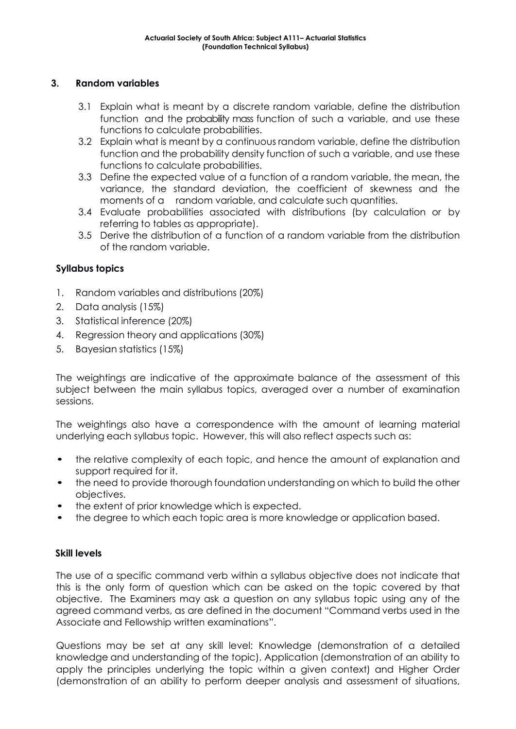## 3. Random variables

3.1 Explain what is meant by a discrete random variable, define the distribution function and the probability mass function of such a variable, and use these functions to calculate probabilities.

3.2 Explain what is meant by a continuous random variable, define the distribution function and the probability density function of such a variable, and use these functions to calculate probabilities.

3.3 Define the expected value of a function of a random variable, the mean, the variance, the standard deviation, the coefficient of skewness and the moments of a random variable, and calculate such quantities.

3.4 Evaluate probabilities associated with distributions (by calculation or by referring to tables as appropriate).

3.5 Derive the distribution of a function of a random variable from the distribution of the random variable.

### Syllabus topics

1. Random variables and distributions (20%)
2. Data analysis (15%)
3. Statistical inference (20%)
4. Regression theory and applications (30%)
5. Bayesian statistics (15%)

The weightings are indicative of the approximate balance of the assessment of this subject between the main syllabus topics, averaged over a number of examination sessions.

The weightings also have a correspondence with the amount of learning material underlying each syllabus topic. However, this will also reflect aspects such as:

- the relative complexity of each topic, and hence the amount of explanation and support required for it.
- the need to provide thorough foundation understanding on which to build the other objectives.
- the extent of prior knowledge which is expected.
- the degree to which each topic area is more knowledge or application based.

### Skill levels

The use of a specific command verb within a syllabus objective does not indicate that this is the only form of question which can be asked on the topic covered by that objective. The Examiners may ask a question on any syllabus topic using any of the agreed command verbs, as are defined in the document "Command verbs used in the Associate and Fellowship written examinations".

Questions may be set at any skill level: Knowledge (demonstration of a detailed knowledge and understanding of the topic), Application (demonstration of an ability to apply the principles underlying the topic within a given context) and Higher Order (demonstration of an ability to perform deeper analysis and assessment of situations,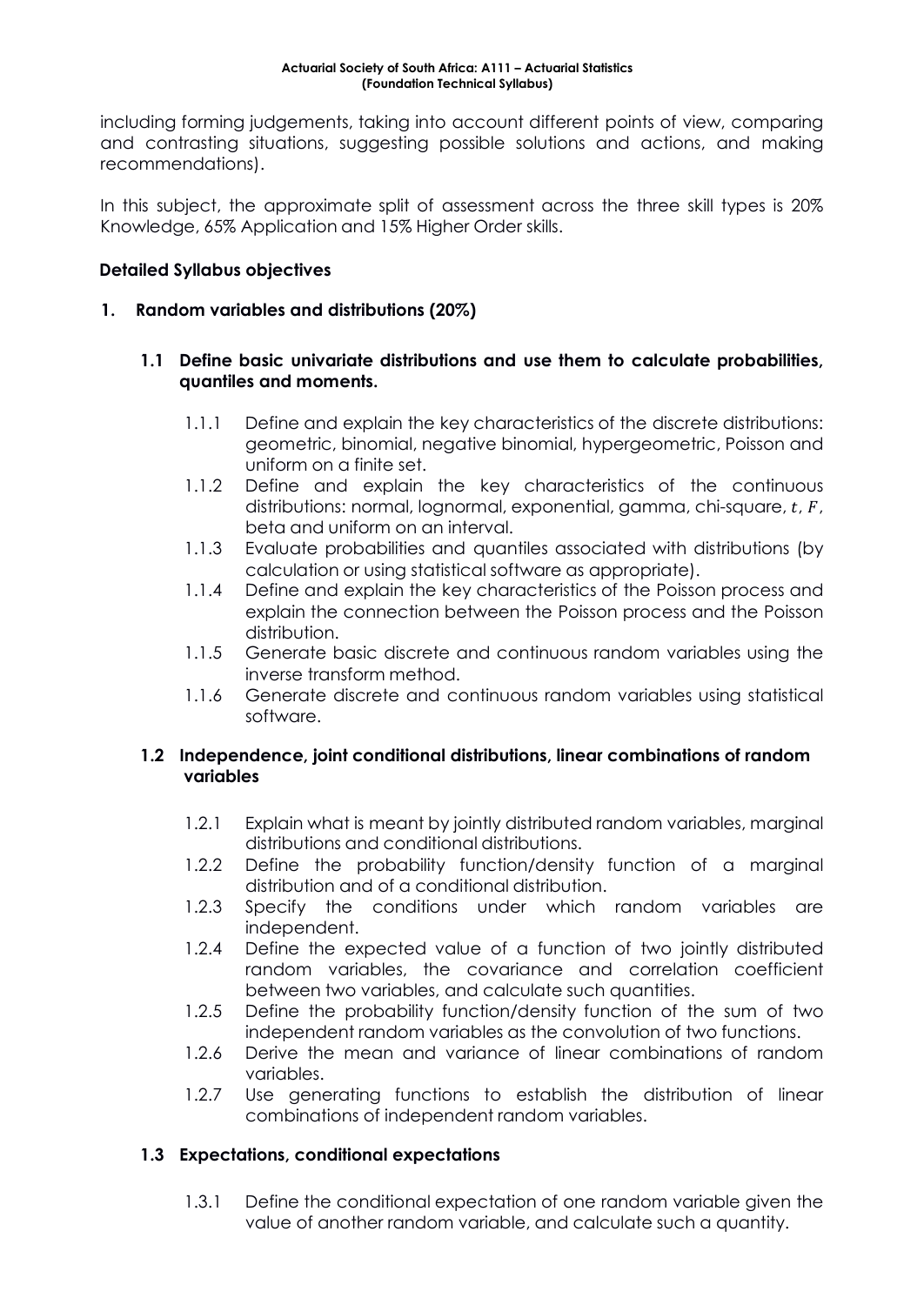including forming judgements, taking into account different points of view, comparing and contrasting situations, suggesting possible solutions and actions, and making recommendations).

In this subject, the approximate split of assessment across the three skill types is 20% Knowledge, 65% Application and 15% Higher Order skills.

**Detailed Syllabus objectives**

## 1. Random variables and distributions (20%)

### 1.1 Define basic univariate distributions and use them to calculate probabilities, quantiles and moments.

- 1.1.1 Define and explain the key characteristics of the discrete distributions: geometric, binomial, negative binomial, hypergeometric, Poisson and uniform on a finite set.
- 1.1.2 Define and explain the key characteristics of the continuous distributions: normal, lognormal, exponential, gamma, chi-square, $t$, $F$, beta and uniform on an interval.
- 1.1.3 Evaluate probabilities and quantiles associated with distributions (by calculation or using statistical software as appropriate).
- 1.1.4 Define and explain the key characteristics of the Poisson process and explain the connection between the Poisson process and the Poisson distribution.
- 1.1.5 Generate basic discrete and continuous random variables using the inverse transform method.
- 1.1.6 Generate discrete and continuous random variables using statistical software.

### 1.2 Independence, joint conditional distributions, linear combinations of random variables

- 1.2.1 Explain what is meant by jointly distributed random variables, marginal distributions and conditional distributions.
- 1.2.2 Define the probability function/density function of a marginal distribution and of a conditional distribution.
- 1.2.3 Specify the conditions under which random variables are independent.
- 1.2.4 Define the expected value of a function of two jointly distributed random variables, the covariance and correlation coefficient between two variables, and calculate such quantities.
- 1.2.5 Define the probability function/density function of the sum of two independent random variables as the convolution of two functions.
- 1.2.6 Derive the mean and variance of linear combinations of random variables.
- 1.2.7 Use generating functions to establish the distribution of linear combinations of independent random variables.

### 1.3 Expectations, conditional expectations

- 1.3.1 Define the conditional expectation of one random variable given the value of another random variable, and calculate such a quantity.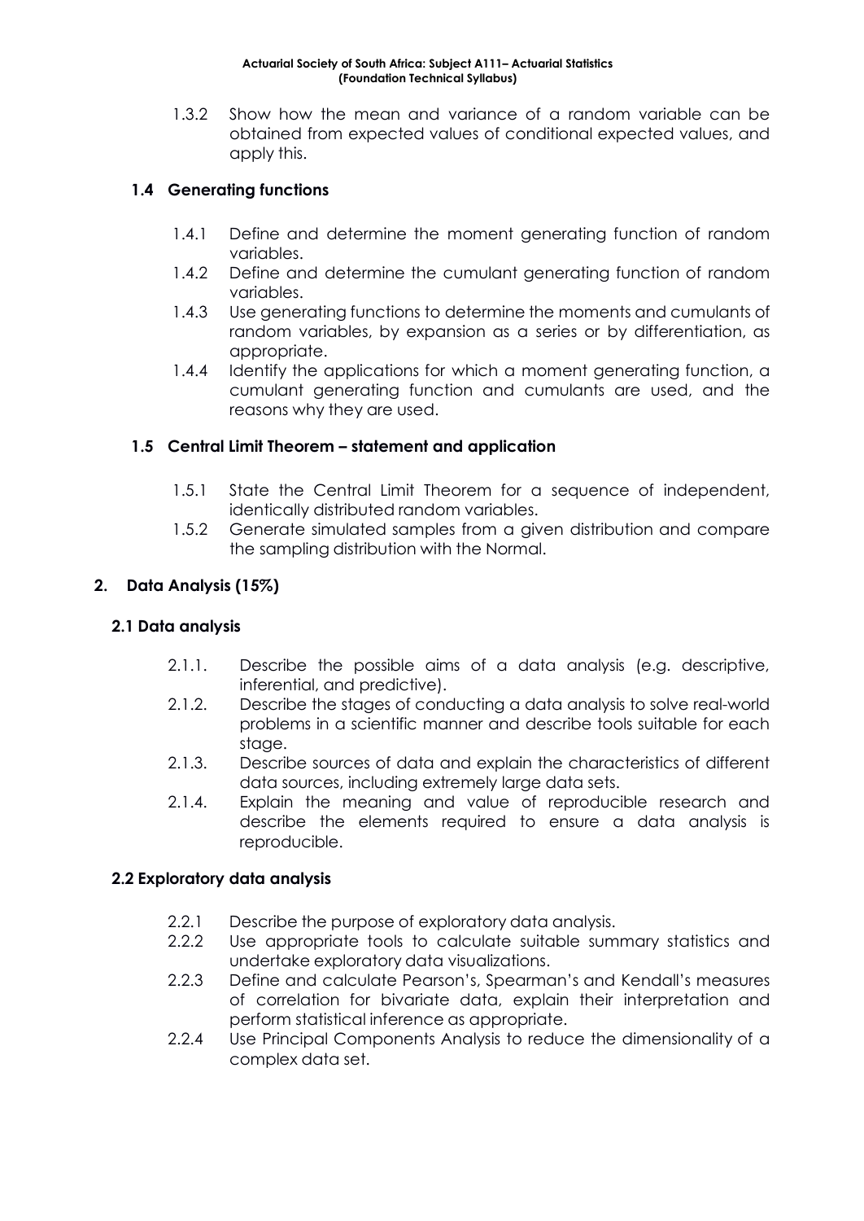1.3.2 Show how the mean and variance of a random variable can be obtained from expected values of conditional expected values, and apply this.

### 1.4 Generating functions

- 1.4.1 Define and determine the moment generating function of random variables.
- 1.4.2 Define and determine the cumulant generating function of random variables.
- 1.4.3 Use generating functions to determine the moments and cumulants of random variables, by expansion as a series or by differentiation, as appropriate.
- 1.4.4 Identify the applications for which a moment generating function, a cumulant generating function and cumulants are used, and the reasons why they are used.

### 1.5 Central Limit Theorem – statement and application

- 1.5.1 State the Central Limit Theorem for a sequence of independent, identically distributed random variables.
- 1.5.2 Generate simulated samples from a given distribution and compare the sampling distribution with the Normal.

## 2. Data Analysis (15%)

### 2.1 Data analysis

- 2.1.1. Describe the possible aims of a data analysis (e.g. descriptive, inferential, and predictive).
- 2.1.2. Describe the stages of conducting a data analysis to solve real-world problems in a scientific manner and describe tools suitable for each stage.
- 2.1.3. Describe sources of data and explain the characteristics of different data sources, including extremely large data sets.
- 2.1.4. Explain the meaning and value of reproducible research and describe the elements required to ensure a data analysis is reproducible.

### 2.2 Exploratory data analysis

- 2.2.1 Describe the purpose of exploratory data analysis.
- 2.2.2 Use appropriate tools to calculate suitable summary statistics and undertake exploratory data visualizations.
- 2.2.3 Define and calculate Pearson's, Spearman's and Kendall's measures of correlation for bivariate data, explain their interpretation and perform statistical inference as appropriate.
- 2.2.4 Use Principal Components Analysis to reduce the dimensionality of a complex data set.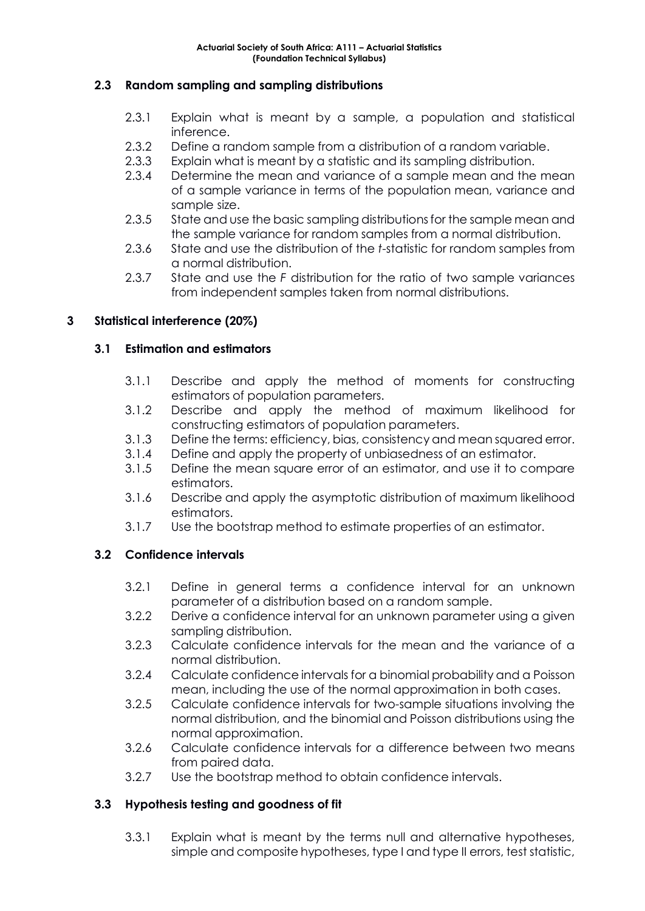### 2.3 Random sampling and sampling distributions

- 2.3.1 Explain what is meant by a sample, a population and statistical inference.
- 2.3.2 Define a random sample from a distribution of a random variable.
- 2.3.3 Explain what is meant by a statistic and its sampling distribution.
- 2.3.4 Determine the mean and variance of a sample mean and the mean of a sample variance in terms of the population mean, variance and sample size.
- 2.3.5 State and use the basic sampling distributions for the sample mean and the sample variance for random samples from a normal distribution.
- 2.3.6 State and use the distribution of the *t*-statistic for random samples from a normal distribution.
- 2.3.7 State and use the *F* distribution for the ratio of two sample variances from independent samples taken from normal distributions.

## 3 Statistical interference (20%)

### 3.1 Estimation and estimators

- 3.1.1 Describe and apply the method of moments for constructing estimators of population parameters.
- 3.1.2 Describe and apply the method of maximum likelihood for constructing estimators of population parameters.
- 3.1.3 Define the terms: efficiency, bias, consistency and mean squared error.
- 3.1.4 Define and apply the property of unbiasedness of an estimator.
- 3.1.5 Define the mean square error of an estimator, and use it to compare estimators.
- 3.1.6 Describe and apply the asymptotic distribution of maximum likelihood estimators.
- 3.1.7 Use the bootstrap method to estimate properties of an estimator.

### 3.2 Confidence intervals

- 3.2.1 Define in general terms a confidence interval for an unknown parameter of a distribution based on a random sample.
- 3.2.2 Derive a confidence interval for an unknown parameter using a given sampling distribution.
- 3.2.3 Calculate confidence intervals for the mean and the variance of a normal distribution.
- 3.2.4 Calculate confidence intervals for a binomial probability and a Poisson mean, including the use of the normal approximation in both cases.
- 3.2.5 Calculate confidence intervals for two-sample situations involving the normal distribution, and the binomial and Poisson distributions using the normal approximation.
- 3.2.6 Calculate confidence intervals for a difference between two means from paired data.
- 3.2.7 Use the bootstrap method to obtain confidence intervals.

### 3.3 Hypothesis testing and goodness of fit

- 3.3.1 Explain what is meant by the terms null and alternative hypotheses, simple and composite hypotheses, type I and type II errors, test statistic,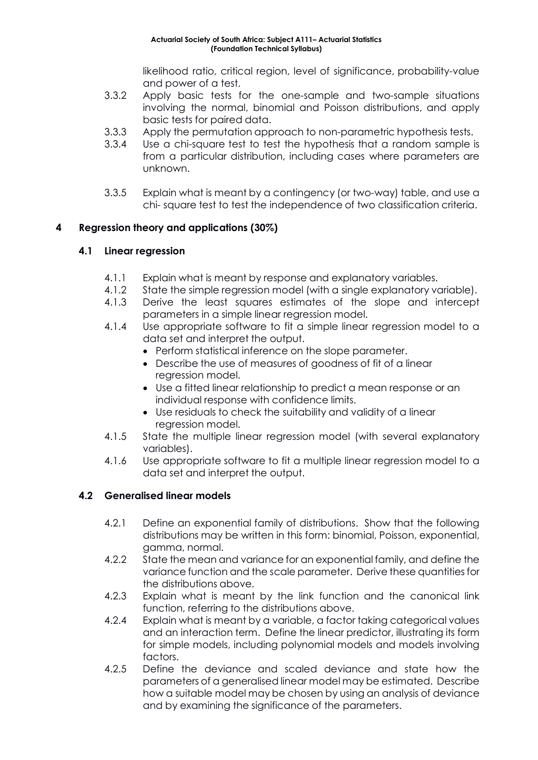likelihood ratio, critical region, level of significance, probability-value and power of a test.

3.3.2 Apply basic tests for the one-sample and two-sample situations involving the normal, binomial and Poisson distributions, and apply basic tests for paired data.

3.3.3 Apply the permutation approach to non-parametric hypothesis tests.

3.3.4 Use a chi-square test to test the hypothesis that a random sample is from a particular distribution, including cases where parameters are unknown.

3.3.5 Explain what is meant by a contingency (or two-way) table, and use a chi- square test to test the independence of two classification criteria.

## 4 Regression theory and applications (30%)

### 4.1 Linear regression

4.1.1 Explain what is meant by response and explanatory variables.

4.1.2 State the simple regression model (with a single explanatory variable).

4.1.3 Derive the least squares estimates of the slope and intercept parameters in a simple linear regression model.

4.1.4 Use appropriate software to fit a simple linear regression model to a data set and interpret the output.

- Perform statistical inference on the slope parameter.
- Describe the use of measures of goodness of fit of a linear regression model.
- Use a fitted linear relationship to predict a mean response or an individual response with confidence limits.
- Use residuals to check the suitability and validity of a linear regression model.

4.1.5 State the multiple linear regression model (with several explanatory variables).

4.1.6 Use appropriate software to fit a multiple linear regression model to a data set and interpret the output.

### 4.2 Generalised linear models

4.2.1 Define an exponential family of distributions. Show that the following distributions may be written in this form: binomial, Poisson, exponential, gamma, normal.

4.2.2 State the mean and variance for an exponential family, and define the variance function and the scale parameter. Derive these quantities for the distributions above.

4.2.3 Explain what is meant by the link function and the canonical link function, referring to the distributions above.

4.2.4 Explain what is meant by a variable, a factor taking categorical values and an interaction term. Define the linear predictor, illustrating its form for simple models, including polynomial models and models involving factors.

4.2.5 Define the deviance and scaled deviance and state how the parameters of a generalised linear model may be estimated. Describe how a suitable model may be chosen by using an analysis of deviance and by examining the significance of the parameters.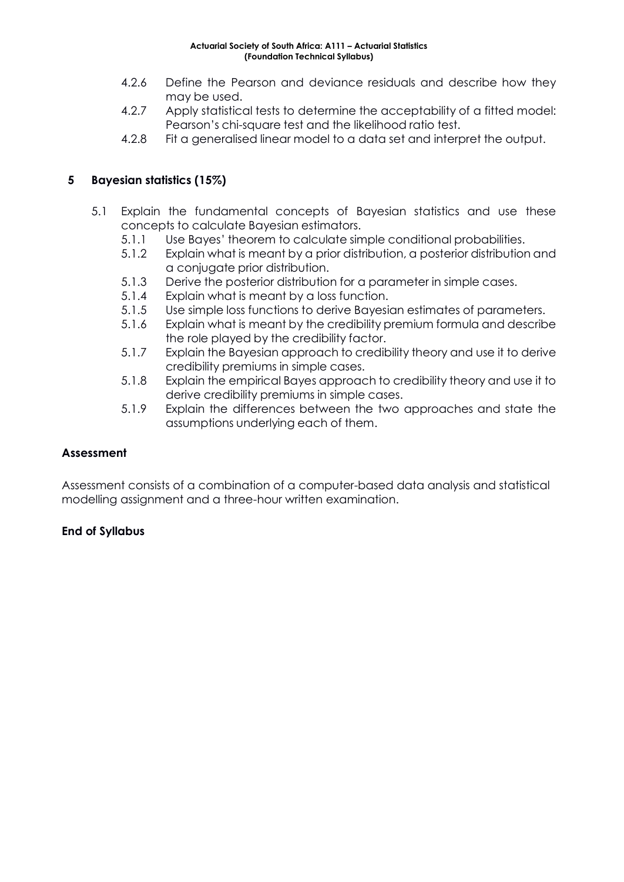4.2.6 Define the Pearson and deviance residuals and describe how they may be used.

4.2.7 Apply statistical tests to determine the acceptability of a fitted model: Pearson's chi-square test and the likelihood ratio test.

4.2.8 Fit a generalised linear model to a data set and interpret the output.

## 5 Bayesian statistics (15%)

5.1 Explain the fundamental concepts of Bayesian statistics and use these concepts to calculate Bayesian estimators.

- 5.1.1 Use Bayes' theorem to calculate simple conditional probabilities.
- 5.1.2 Explain what is meant by a prior distribution, a posterior distribution and a conjugate prior distribution.
- 5.1.3 Derive the posterior distribution for a parameter in simple cases.
- 5.1.4 Explain what is meant by a loss function.
- 5.1.5 Use simple loss functions to derive Bayesian estimates of parameters.
- 5.1.6 Explain what is meant by the credibility premium formula and describe the role played by the credibility factor.
- 5.1.7 Explain the Bayesian approach to credibility theory and use it to derive credibility premiums in simple cases.
- 5.1.8 Explain the empirical Bayes approach to credibility theory and use it to derive credibility premiums in simple cases.
- 5.1.9 Explain the differences between the two approaches and state the assumptions underlying each of them.

## Assessment

Assessment consists of a combination of a computer-based data analysis and statistical modelling assignment and a three-hour written examination.

**End of Syllabus**